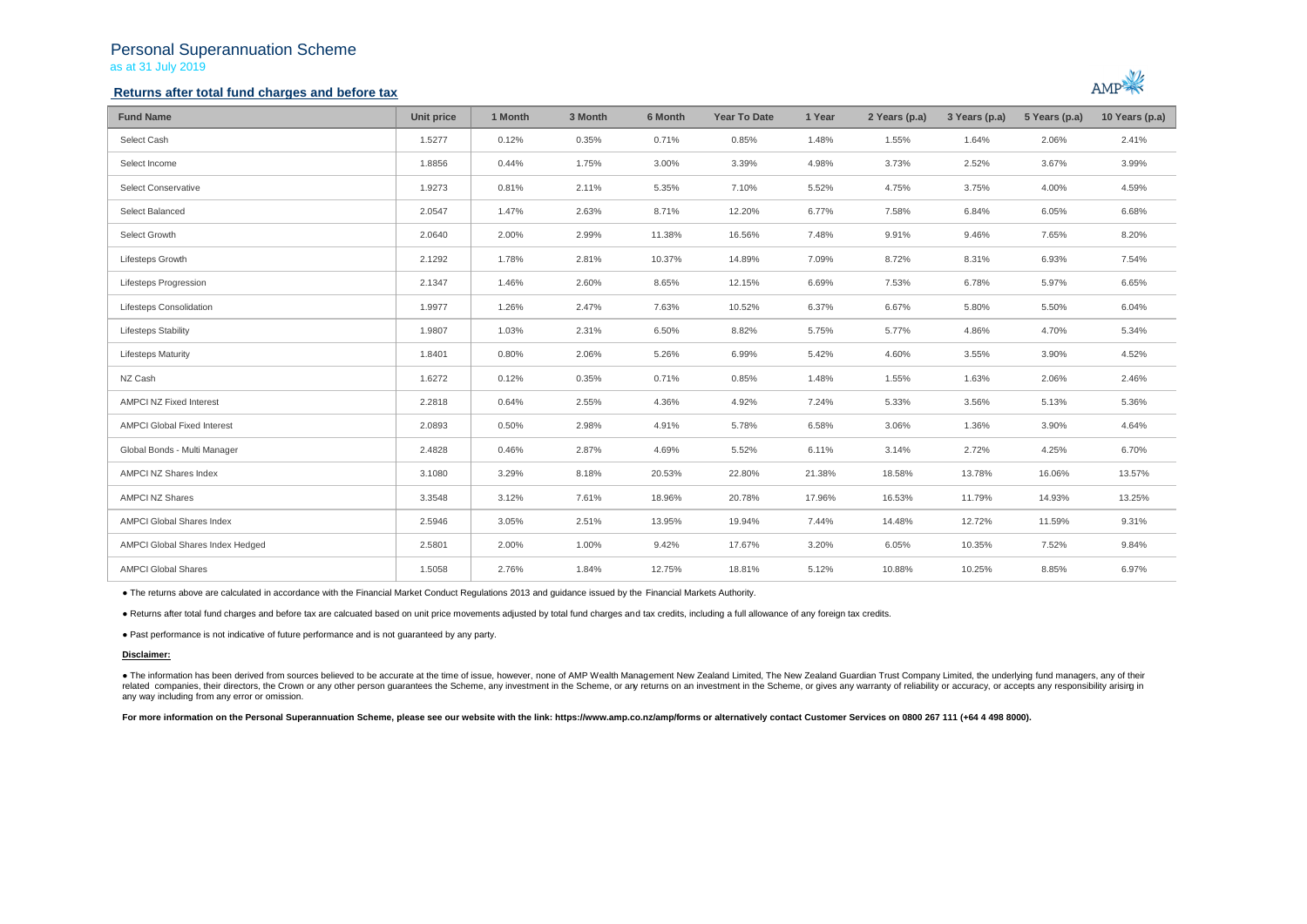# Personal Superannuation Scheme

as at 31 July 2019

## Returns after total fund charges and before tax

| Fund Name | Unit price | 1 Month | 3 Month | 6 Month | Year To Date | 1 Year | 2 Years (p.a) | 3 Years (p.a) | 5 Years (p.a) | 10 Years (p.a) |
|---|---|---|---|---|---|---|---|---|---|---|
| Select Cash | 1.5277 | 0.12% | 0.35% | 0.71% | 0.85% | 1.48% | 1.55% | 1.64% | 2.06% | 2.41% |
| Select Income | 1.8856 | 0.44% | 1.75% | 3.00% | 3.39% | 4.98% | 3.73% | 2.52% | 3.67% | 3.99% |
| Select Conservative | 1.9273 | 0.81% | 2.11% | 5.35% | 7.10% | 5.52% | 4.75% | 3.75% | 4.00% | 4.59% |
| Select Balanced | 2.0547 | 1.47% | 2.63% | 8.71% | 12.20% | 6.77% | 7.58% | 6.84% | 6.05% | 6.68% |
| Select Growth | 2.0640 | 2.00% | 2.99% | 11.38% | 16.56% | 7.48% | 9.91% | 9.46% | 7.65% | 8.20% |
| Lifesteps Growth | 2.1292 | 1.78% | 2.81% | 10.37% | 14.89% | 7.09% | 8.72% | 8.31% | 6.93% | 7.54% |
| Lifesteps Progression | 2.1347 | 1.46% | 2.60% | 8.65% | 12.15% | 6.69% | 7.53% | 6.78% | 5.97% | 6.65% |
| Lifesteps Consolidation | 1.9977 | 1.26% | 2.47% | 7.63% | 10.52% | 6.37% | 6.67% | 5.80% | 5.50% | 6.04% |
| Lifesteps Stability | 1.9807 | 1.03% | 2.31% | 6.50% | 8.82% | 5.75% | 5.77% | 4.86% | 4.70% | 5.34% |
| Lifesteps Maturity | 1.8401 | 0.80% | 2.06% | 5.26% | 6.99% | 5.42% | 4.60% | 3.55% | 3.90% | 4.52% |
| NZ Cash | 1.6272 | 0.12% | 0.35% | 0.71% | 0.85% | 1.48% | 1.55% | 1.63% | 2.06% | 2.46% |
| AMPCI NZ Fixed Interest | 2.2818 | 0.64% | 2.55% | 4.36% | 4.92% | 7.24% | 5.33% | 3.56% | 5.13% | 5.36% |
| AMPCI Global Fixed Interest | 2.0893 | 0.50% | 2.98% | 4.91% | 5.78% | 6.58% | 3.06% | 1.36% | 3.90% | 4.64% |
| Global Bonds - Multi Manager | 2.4828 | 0.46% | 2.87% | 4.69% | 5.52% | 6.11% | 3.14% | 2.72% | 4.25% | 6.70% |
| AMPCI NZ Shares Index | 3.1080 | 3.29% | 8.18% | 20.53% | 22.80% | 21.38% | 18.58% | 13.78% | 16.06% | 13.57% |
| AMPCI NZ Shares | 3.3548 | 3.12% | 7.61% | 18.96% | 20.78% | 17.96% | 16.53% | 11.79% | 14.93% | 13.25% |
| AMPCI Global Shares Index | 2.5946 | 3.05% | 2.51% | 13.95% | 19.94% | 7.44% | 14.48% | 12.72% | 11.59% | 9.31% |
| AMPCI Global Shares Index Hedged | 2.5801 | 2.00% | 1.00% | 9.42% | 17.67% | 3.20% | 6.05% | 10.35% | 7.52% | 9.84% |
| AMPCI Global Shares | 1.5058 | 2.76% | 1.84% | 12.75% | 18.81% | 5.12% | 10.88% | 10.25% | 8.85% | 6.97% |

- The returns above are calculated in accordance with the Financial Market Conduct Regulations 2013 and guidance issued by the Financial Markets Authority.
- Returns after total fund charges and before tax are calcuated based on unit price movements adjusted by total fund charges and tax credits, including a full allowance of any foreign tax credits.
- Past performance is not indicative of future performance and is not guaranteed by any party.

**Disclaimer:**

- The information has been derived from sources believed to be accurate at the time of issue, however, none of AMP Wealth Management New Zealand Limited, The New Zealand Guardian Trust Company Limited, the underlying fund managers, any of their related companies, their directors, the Crown or any other person guarantees the Scheme, any investment in the Scheme, or any returns on an investment in the Scheme, or gives any warranty of reliability or accuracy, or accepts any responsibility arising in any way including from any error or omission.

**For more information on the Personal Superannuation Scheme, please see our website with the link: https://www.amp.co.nz/amp/forms or alternatively contact Customer Services on 0800 267 111 (+64 4 498 8000).**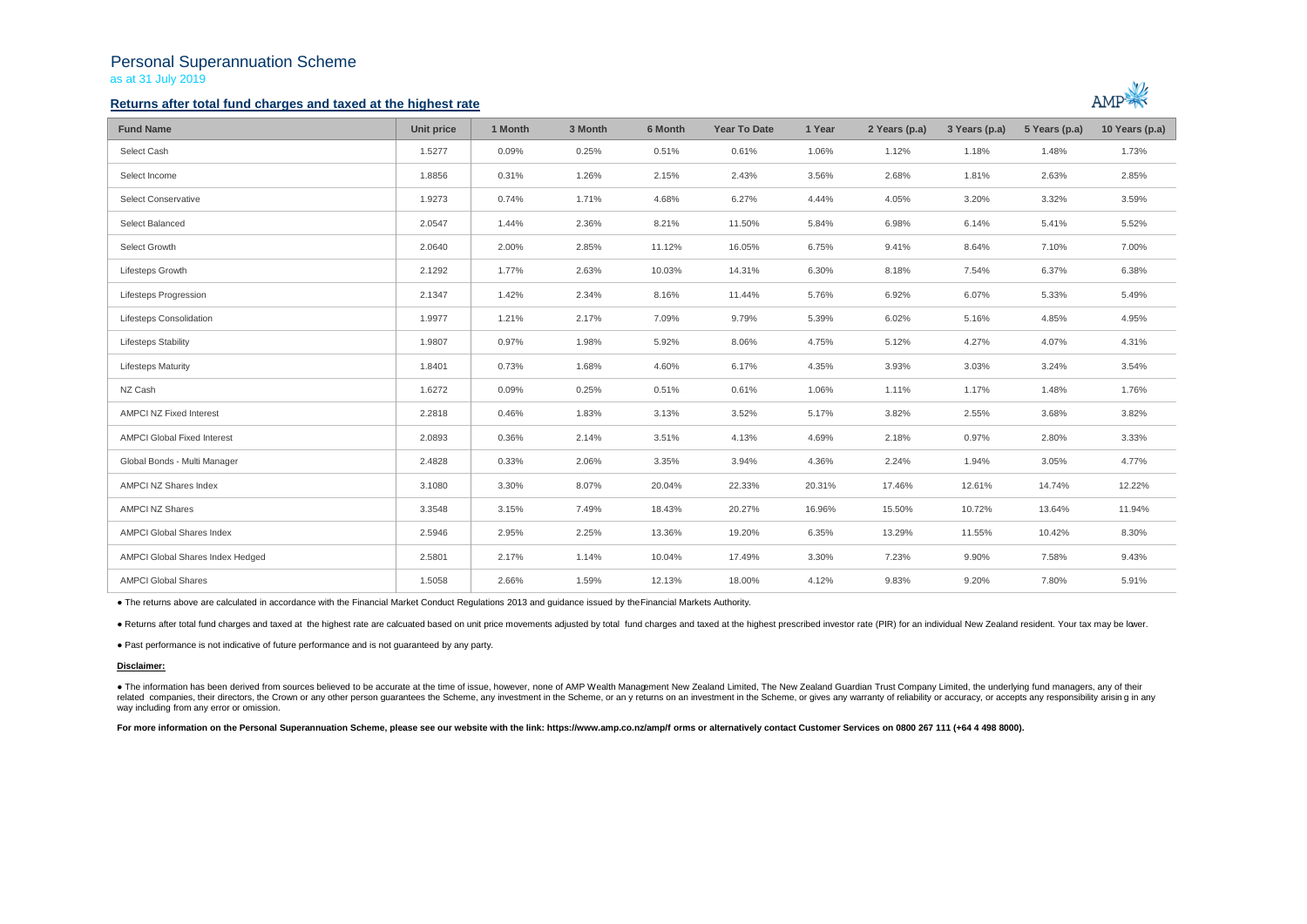# Personal Superannuation Scheme

as at 31 July 2019

## Returns after total fund charges and taxed at the highest rate

| Fund Name | Unit price | 1 Month | 3 Month | 6 Month | Year To Date | 1 Year | 2 Years (p.a) | 3 Years (p.a) | 5 Years (p.a) | 10 Years (p.a) |
|---|---|---|---|---|---|---|---|---|---|---|
| Select Cash | 1.5277 | 0.09% | 0.25% | 0.51% | 0.61% | 1.06% | 1.12% | 1.18% | 1.48% | 1.73% |
| Select Income | 1.8856 | 0.31% | 1.26% | 2.15% | 2.43% | 3.56% | 2.68% | 1.81% | 2.63% | 2.85% |
| Select Conservative | 1.9273 | 0.74% | 1.71% | 4.68% | 6.27% | 4.44% | 4.05% | 3.20% | 3.32% | 3.59% |
| Select Balanced | 2.0547 | 1.44% | 2.36% | 8.21% | 11.50% | 5.84% | 6.98% | 6.14% | 5.41% | 5.52% |
| Select Growth | 2.0640 | 2.00% | 2.85% | 11.12% | 16.05% | 6.75% | 9.41% | 8.64% | 7.10% | 7.00% |
| Lifesteps Growth | 2.1292 | 1.77% | 2.63% | 10.03% | 14.31% | 6.30% | 8.18% | 7.54% | 6.37% | 6.38% |
| Lifesteps Progression | 2.1347 | 1.42% | 2.34% | 8.16% | 11.44% | 5.76% | 6.92% | 6.07% | 5.33% | 5.49% |
| Lifesteps Consolidation | 1.9977 | 1.21% | 2.17% | 7.09% | 9.79% | 5.39% | 6.02% | 5.16% | 4.85% | 4.95% |
| Lifesteps Stability | 1.9807 | 0.97% | 1.98% | 5.92% | 8.06% | 4.75% | 5.12% | 4.27% | 4.07% | 4.31% |
| Lifesteps Maturity | 1.8401 | 0.73% | 1.68% | 4.60% | 6.17% | 4.35% | 3.93% | 3.03% | 3.24% | 3.54% |
| NZ Cash | 1.6272 | 0.09% | 0.25% | 0.51% | 0.61% | 1.06% | 1.11% | 1.17% | 1.48% | 1.76% |
| AMPCI NZ Fixed Interest | 2.2818 | 0.46% | 1.83% | 3.13% | 3.52% | 5.17% | 3.82% | 2.55% | 3.68% | 3.82% |
| AMPCI Global Fixed Interest | 2.0893 | 0.36% | 2.14% | 3.51% | 4.13% | 4.69% | 2.18% | 0.97% | 2.80% | 3.33% |
| Global Bonds - Multi Manager | 2.4828 | 0.33% | 2.06% | 3.35% | 3.94% | 4.36% | 2.24% | 1.94% | 3.05% | 4.77% |
| AMPCI NZ Shares Index | 3.1080 | 3.30% | 8.07% | 20.04% | 22.33% | 20.31% | 17.46% | 12.61% | 14.74% | 12.22% |
| AMPCI NZ Shares | 3.3548 | 3.15% | 7.49% | 18.43% | 20.27% | 16.96% | 15.50% | 10.72% | 13.64% | 11.94% |
| AMPCI Global Shares Index | 2.5946 | 2.95% | 2.25% | 13.36% | 19.20% | 6.35% | 13.29% | 11.55% | 10.42% | 8.30% |
| AMPCI Global Shares Index Hedged | 2.5801 | 2.17% | 1.14% | 10.04% | 17.49% | 3.30% | 7.23% | 9.90% | 7.58% | 9.43% |
| AMPCI Global Shares | 1.5058 | 2.66% | 1.59% | 12.13% | 18.00% | 4.12% | 9.83% | 9.20% | 7.80% | 5.91% |

● The returns above are calculated in accordance with the Financial Market Conduct Regulations 2013 and guidance issued by the Financial Markets Authority.

● Returns after total fund charges and taxed at the highest rate are calcuated based on unit price movements adjusted by total fund charges and taxed at the highest prescribed investor rate (PIR) for an individual New Zealand resident. Your tax may be lower.

● Past performance is not indicative of future performance and is not guaranteed by any party.

**Disclaimer:**

● The information has been derived from sources believed to be accurate at the time of issue, however, none of AMP Wealth Management New Zealand Limited, The New Zealand Guardian Trust Company Limited, the underlying fund managers, any of their related companies, their directors, the Crown or any other person guarantees the Scheme, any investment in the Scheme, or any returns on an investment in the Scheme, or gives any warranty of reliability or accuracy, or accepts any responsibility arising in any way including from any error or omission.

**For more information on the Personal Superannuation Scheme, please see our website with the link: https://www.amp.co.nz/amp/forms or alternatively contact Customer Services on 0800 267 111 (+64 4 498 8000).**